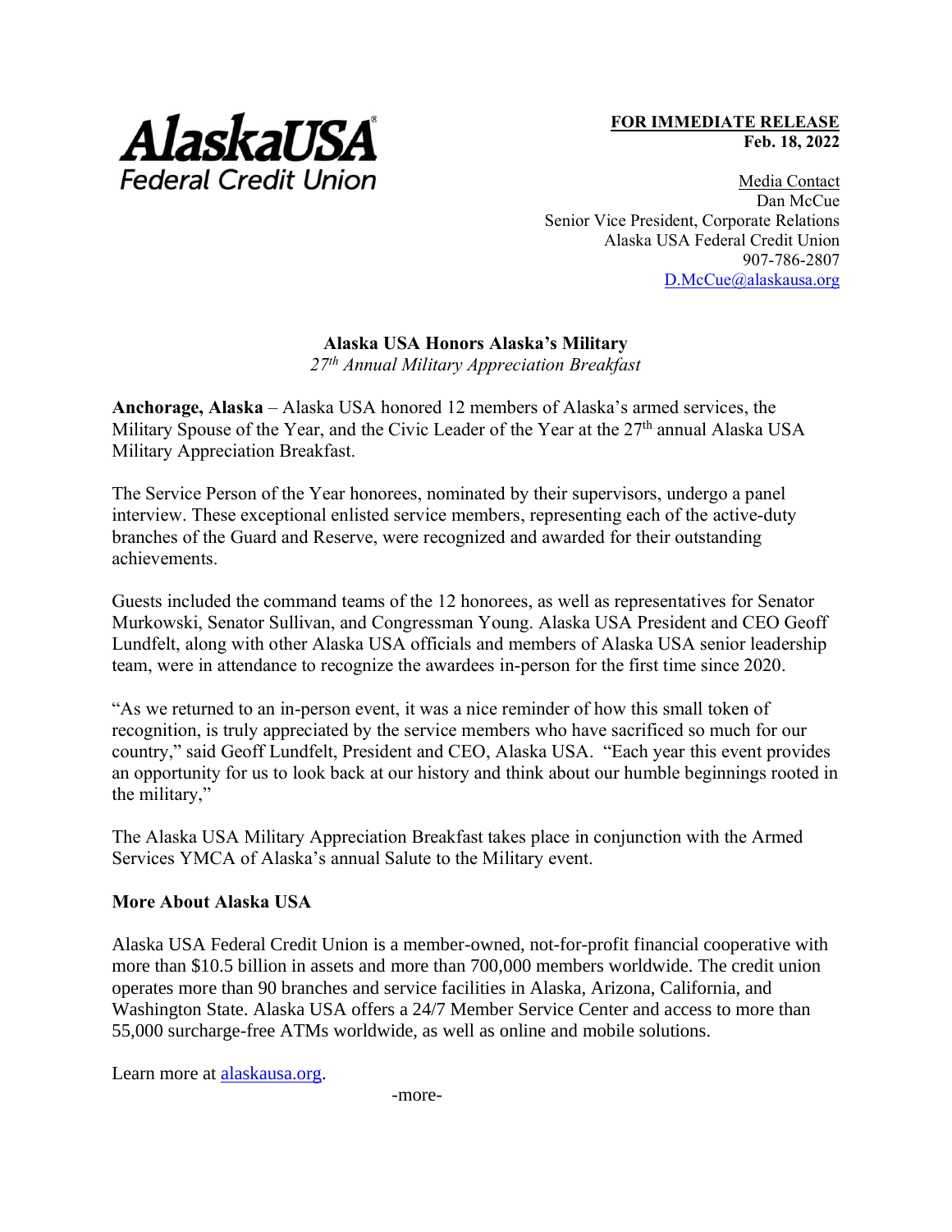**AlaskaUSA Federal Credit Union**

**FOR IMMEDIATE RELEASE**
**Feb. 18, 2022**

Media Contact
Dan McCue
Senior Vice President, Corporate Relations
Alaska USA Federal Credit Union
907-786-2807
D.McCue@alaskausa.org

# Alaska USA Honors Alaska's Military

*27th Annual Military Appreciation Breakfast*

**Anchorage, Alaska** – Alaska USA honored 12 members of Alaska's armed services, the Military Spouse of the Year, and the Civic Leader of the Year at the 27th annual Alaska USA Military Appreciation Breakfast.

The Service Person of the Year honorees, nominated by their supervisors, undergo a panel interview. These exceptional enlisted service members, representing each of the active-duty branches of the Guard and Reserve, were recognized and awarded for their outstanding achievements.

Guests included the command teams of the 12 honorees, as well as representatives for Senator Murkowski, Senator Sullivan, and Congressman Young. Alaska USA President and CEO Geoff Lundfelt, along with other Alaska USA officials and members of Alaska USA senior leadership team, were in attendance to recognize the awardees in-person for the first time since 2020.

"As we returned to an in-person event, it was a nice reminder of how this small token of recognition, is truly appreciated by the service members who have sacrificed so much for our country," said Geoff Lundfelt, President and CEO, Alaska USA. "Each year this event provides an opportunity for us to look back at our history and think about our humble beginnings rooted in the military,"

The Alaska USA Military Appreciation Breakfast takes place in conjunction with the Armed Services YMCA of Alaska's annual Salute to the Military event.

## More About Alaska USA

Alaska USA Federal Credit Union is a member-owned, not-for-profit financial cooperative with more than $10.5 billion in assets and more than 700,000 members worldwide. The credit union operates more than 90 branches and service facilities in Alaska, Arizona, California, and Washington State. Alaska USA offers a 24/7 Member Service Center and access to more than 55,000 surcharge-free ATMs worldwide, as well as online and mobile solutions.

Learn more at [alaskausa.org](alaskausa.org).

-more-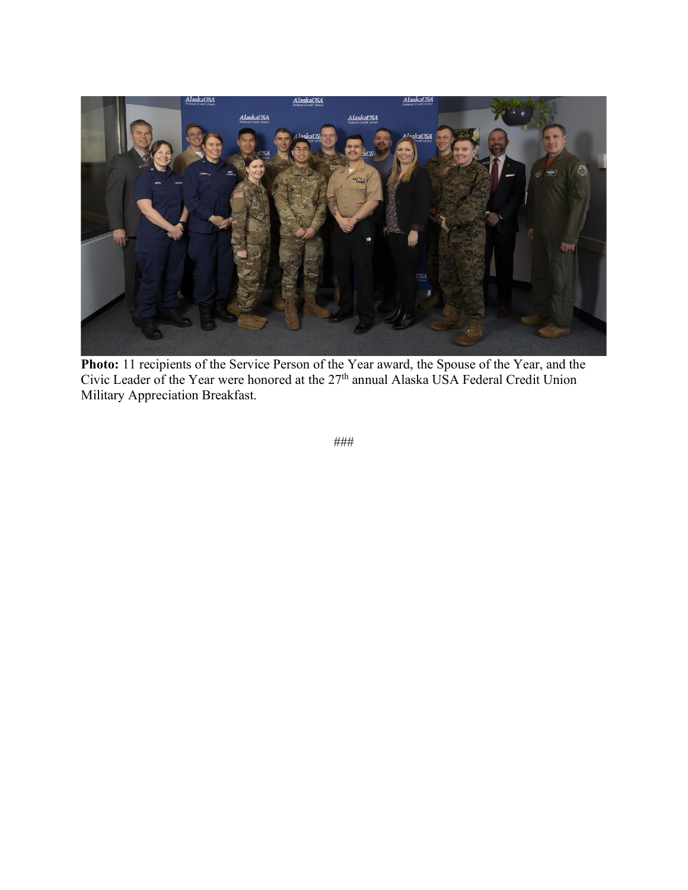**Photo:** 11 recipients of the Service Person of the Year award, the Spouse of the Year, and the Civic Leader of the Year were honored at the 27th annual Alaska USA Federal Credit Union Military Appreciation Breakfast.

###